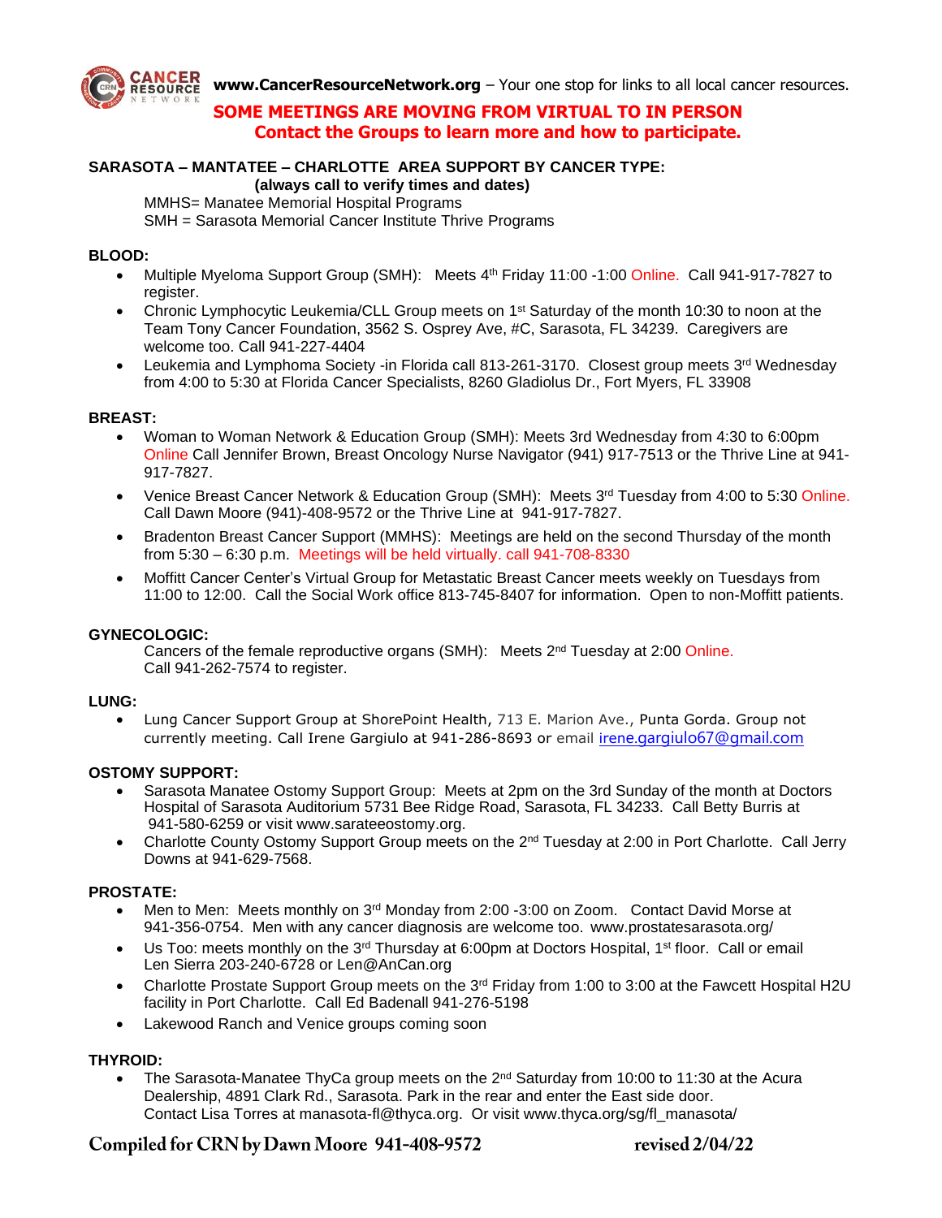**www.CancerResourceNetwork.org** – Your one stop for links to all local cancer resources.

**SOME MEETINGS ARE MOVING FROM VIRTUAL TO IN PERSON**
**Contact the Groups to learn more and how to participate.**

**SARASOTA – MANTATEE – CHARLOTTE AREA SUPPORT BY CANCER TYPE:**
**(always call to verify times and dates)**

MMHS= Manatee Memorial Hospital Programs
SMH = Sarasota Memorial Cancer Institute Thrive Programs

**BLOOD:**

- Multiple Myeloma Support Group (SMH): Meets 4th Friday 11:00 -1:00 Online. Call 941-917-7827 to register.
- Chronic Lymphocytic Leukemia/CLL Group meets on 1st Saturday of the month 10:30 to noon at the Team Tony Cancer Foundation, 3562 S. Osprey Ave, #C, Sarasota, FL 34239. Caregivers are welcome too. Call 941-227-4404
- Leukemia and Lymphoma Society -in Florida call 813-261-3170. Closest group meets 3rd Wednesday from 4:00 to 5:30 at Florida Cancer Specialists, 8260 Gladiolus Dr., Fort Myers, FL 33908

**BREAST:**

- Woman to Woman Network & Education Group (SMH): Meets 3rd Wednesday from 4:30 to 6:00pm Online Call Jennifer Brown, Breast Oncology Nurse Navigator (941) 917-7513 or the Thrive Line at 941-917-7827.
- Venice Breast Cancer Network & Education Group (SMH): Meets 3rd Tuesday from 4:00 to 5:30 Online. Call Dawn Moore (941)-408-9572 or the Thrive Line at 941-917-7827.
- Bradenton Breast Cancer Support (MMHS): Meetings are held on the second Thursday of the month from 5:30 – 6:30 p.m. Meetings will be held virtually. call 941-708-8330
- Moffitt Cancer Center's Virtual Group for Metastatic Breast Cancer meets weekly on Tuesdays from 11:00 to 12:00. Call the Social Work office 813-745-8407 for information. Open to non-Moffitt patients.

**GYNECOLOGIC:**

Cancers of the female reproductive organs (SMH): Meets 2nd Tuesday at 2:00 Online.
Call 941-262-7574 to register.

**LUNG:**

- Lung Cancer Support Group at ShorePoint Health, 713 E. Marion Ave., Punta Gorda. Group not currently meeting. Call Irene Gargiulo at 941-286-8693 or email irene.gargiulo67@gmail.com

**OSTOMY SUPPORT:**

- Sarasota Manatee Ostomy Support Group: Meets at 2pm on the 3rd Sunday of the month at Doctors Hospital of Sarasota Auditorium 5731 Bee Ridge Road, Sarasota, FL 34233. Call Betty Burris at 941-580-6259 or visit www.sarateeostomy.org.
- Charlotte County Ostomy Support Group meets on the 2nd Tuesday at 2:00 in Port Charlotte. Call Jerry Downs at 941-629-7568.

**PROSTATE:**

- Men to Men: Meets monthly on 3rd Monday from 2:00 -3:00 on Zoom. Contact David Morse at 941-356-0754. Men with any cancer diagnosis are welcome too. www.prostatesarasota.org/
- Us Too: meets monthly on the 3rd Thursday at 6:00pm at Doctors Hospital, 1st floor. Call or email Len Sierra 203-240-6728 or Len@AnCan.org
- Charlotte Prostate Support Group meets on the 3rd Friday from 1:00 to 3:00 at the Fawcett Hospital H2U facility in Port Charlotte. Call Ed Badenall 941-276-5198
- Lakewood Ranch and Venice groups coming soon

**THYROID:**

- The Sarasota-Manatee ThyCa group meets on the 2nd Saturday from 10:00 to 11:30 at the Acura Dealership, 4891 Clark Rd., Sarasota. Park in the rear and enter the East side door. Contact Lisa Torres at manasota-fl@thyca.org. Or visit www.thyca.org/sg/fl_manasota/

**Compiled for CRN by Dawn Moore 941-408-9572** **revised 2/04/22**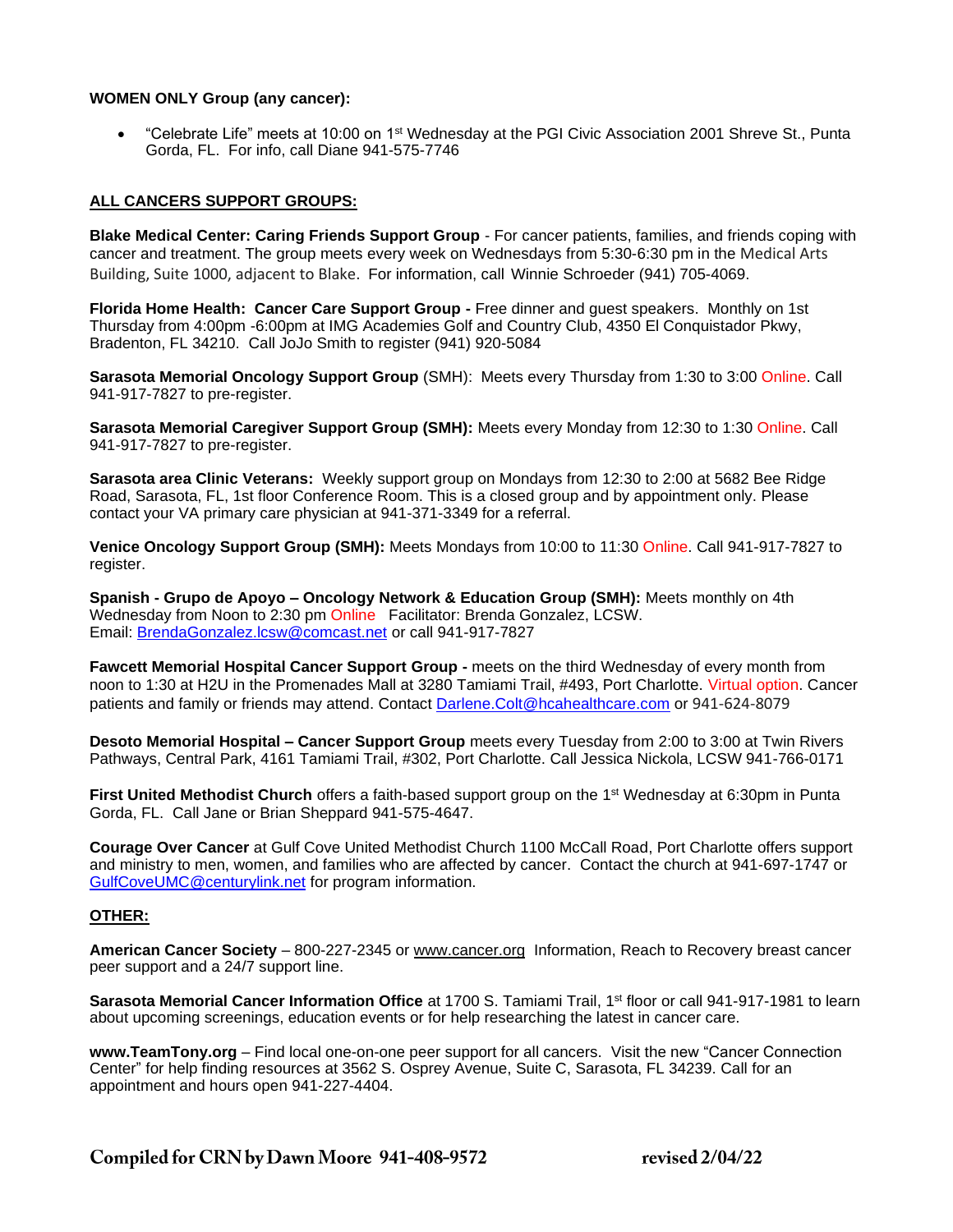**WOMEN ONLY Group (any cancer):**

- "Celebrate Life" meets at 10:00 on 1st Wednesday at the PGI Civic Association 2001 Shreve St., Punta Gorda, FL. For info, call Diane 941-575-7746

**ALL CANCERS SUPPORT GROUPS:**

**Blake Medical Center: Caring Friends Support Group** - For cancer patients, families, and friends coping with cancer and treatment. The group meets every week on Wednesdays from 5:30-6:30 pm in the Medical Arts Building, Suite 1000, adjacent to Blake. For information, call Winnie Schroeder (941) 705-4069.

**Florida Home Health: Cancer Care Support Group -** Free dinner and guest speakers. Monthly on 1st Thursday from 4:00pm -6:00pm at IMG Academies Golf and Country Club, 4350 El Conquistador Pkwy, Bradenton, FL 34210. Call JoJo Smith to register (941) 920-5084

**Sarasota Memorial Oncology Support Group** (SMH): Meets every Thursday from 1:30 to 3:00 Online. Call 941-917-7827 to pre-register.

**Sarasota Memorial Caregiver Support Group (SMH):** Meets every Monday from 12:30 to 1:30 Online. Call 941-917-7827 to pre-register.

**Sarasota area Clinic Veterans:** Weekly support group on Mondays from 12:30 to 2:00 at 5682 Bee Ridge Road, Sarasota, FL, 1st floor Conference Room. This is a closed group and by appointment only. Please contact your VA primary care physician at 941-371-3349 for a referral.

**Venice Oncology Support Group (SMH):** Meets Mondays from 10:00 to 11:30 Online. Call 941-917-7827 to register.

**Spanish - Grupo de Apoyo – Oncology Network & Education Group (SMH):** Meets monthly on 4th Wednesday from Noon to 2:30 pm Online Facilitator: Brenda Gonzalez, LCSW. Email: BrendaGonzalez.lcsw@comcast.net or call 941-917-7827

**Fawcett Memorial Hospital Cancer Support Group -** meets on the third Wednesday of every month from noon to 1:30 at H2U in the Promenades Mall at 3280 Tamiami Trail, #493, Port Charlotte. Virtual option. Cancer patients and family or friends may attend. Contact Darlene.Colt@hcahealthcare.com or 941-624-8079

**Desoto Memorial Hospital – Cancer Support Group** meets every Tuesday from 2:00 to 3:00 at Twin Rivers Pathways, Central Park, 4161 Tamiami Trail, #302, Port Charlotte. Call Jessica Nickola, LCSW 941-766-0171

**First United Methodist Church** offers a faith-based support group on the 1st Wednesday at 6:30pm in Punta Gorda, FL. Call Jane or Brian Sheppard 941-575-4647.

**Courage Over Cancer** at Gulf Cove United Methodist Church 1100 McCall Road, Port Charlotte offers support and ministry to men, women, and families who are affected by cancer. Contact the church at 941-697-1747 or GulfCoveUMC@centurylink.net for program information.

**OTHER:**

**American Cancer Society** – 800-227-2345 or www.cancer.org Information, Reach to Recovery breast cancer peer support and a 24/7 support line.

**Sarasota Memorial Cancer Information Office** at 1700 S. Tamiami Trail, 1st floor or call 941-917-1981 to learn about upcoming screenings, education events or for help researching the latest in cancer care.

**www.TeamTony.org** – Find local one-on-one peer support for all cancers. Visit the new "Cancer Connection Center" for help finding resources at 3562 S. Osprey Avenue, Suite C, Sarasota, FL 34239. Call for an appointment and hours open 941-227-4404.

Compiled for CRN by Dawn Moore 941-408-9572 revised 2/04/22